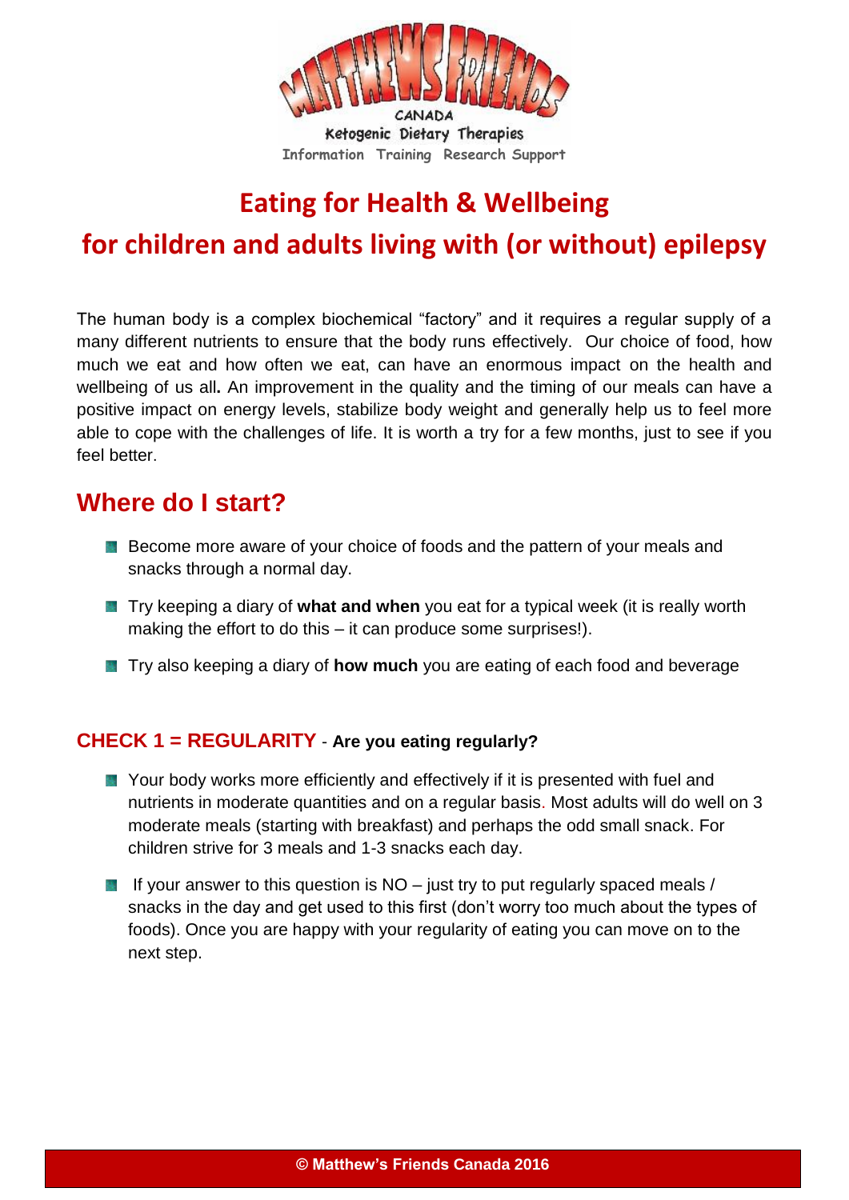MATTHEWS FRIENDS CANADA

Ketogenic Dietary Therapies

Information Training Research Support

# Eating for Health & Wellbeing

# for children and adults living with (or without) epilepsy

The human body is a complex biochemical "factory" and it requires a regular supply of a many different nutrients to ensure that the body runs effectively. Our choice of food, how much we eat and how often we eat, can have an enormous impact on the health and wellbeing of us all**.** An improvement in the quality and the timing of our meals can have a positive impact on energy levels, stabilize body weight and generally help us to feel more able to cope with the challenges of life. It is worth a try for a few months, just to see if you feel better.

## Where do I start?

- Become more aware of your choice of foods and the pattern of your meals and snacks through a normal day.
- Try keeping a diary of **what and when** you eat for a typical week (it is really worth making the effort to do this – it can produce some surprises!).
- Try also keeping a diary of **how much** you are eating of each food and beverage

### CHECK 1 = REGULARITY - **Are you eating regularly?**

- Your body works more efficiently and effectively if it is presented with fuel and nutrients in moderate quantities and on a regular basis. Most adults will do well on 3 moderate meals (starting with breakfast) and perhaps the odd small snack. For children strive for 3 meals and 1-3 snacks each day.
- If your answer to this question is NO – just try to put regularly spaced meals / snacks in the day and get used to this first (don't worry too much about the types of foods). Once you are happy with your regularity of eating you can move on to the next step.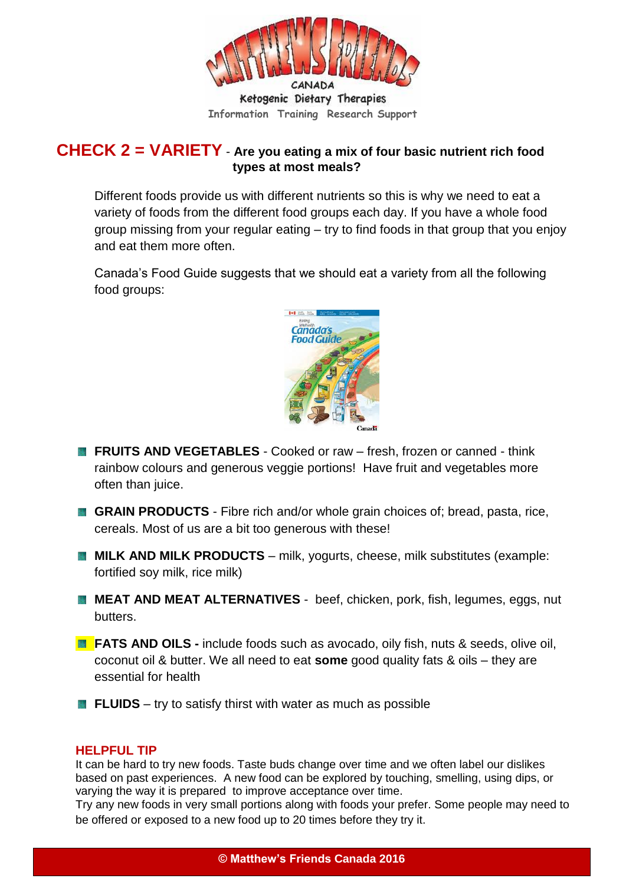# CHECK 2 = VARIETY - Are you eating a mix of four basic nutrient rich food types at most meals?

Different foods provide us with different nutrients so this is why we need to eat a variety of foods from the different food groups each day. If you have a whole food group missing from your regular eating – try to find foods in that group that you enjoy and eat them more often.

Canada's Food Guide suggests that we should eat a variety from all the following food groups:

- **FRUITS AND VEGETABLES** - Cooked or raw – fresh, frozen or canned - think rainbow colours and generous veggie portions! Have fruit and vegetables more often than juice.
- **GRAIN PRODUCTS** - Fibre rich and/or whole grain choices of; bread, pasta, rice, cereals. Most of us are a bit too generous with these!
- **MILK AND MILK PRODUCTS** – milk, yogurts, cheese, milk substitutes (example: fortified soy milk, rice milk)
- **MEAT AND MEAT ALTERNATIVES** - beef, chicken, pork, fish, legumes, eggs, nut butters.
- **FATS AND OILS -** include foods such as avocado, oily fish, nuts & seeds, olive oil, coconut oil & butter. We all need to eat **some** good quality fats & oils – they are essential for health
- **FLUIDS** – try to satisfy thirst with water as much as possible

## HELPFUL TIP

It can be hard to try new foods. Taste buds change over time and we often label our dislikes based on past experiences. A new food can be explored by touching, smelling, using dips, or varying the way it is prepared to improve acceptance over time.
Try any new foods in very small portions along with foods your prefer. Some people may need to be offered or exposed to a new food up to 20 times before they try it.

© Matthew's Friends Canada 2016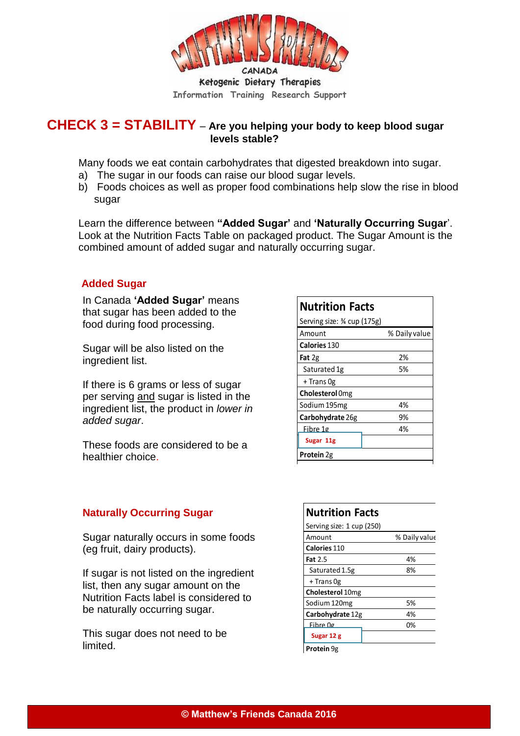MATTHEWS FRIENDS CANADA

Ketogenic Dietary Therapies

Information Training Research Support

## CHECK 3 = STABILITY – Are you helping your body to keep blood sugar levels stable?

Many foods we eat contain carbohydrates that digested breakdown into sugar.

a) The sugar in our foods can raise our blood sugar levels.
b) Foods choices as well as proper food combinations help slow the rise in blood sugar

Learn the difference between **"Added Sugar'** and **'Naturally Occurring Sugar**'. Look at the Nutrition Facts Table on packaged product. The Sugar Amount is the combined amount of added sugar and naturally occurring sugar.

### Added Sugar

In Canada **'Added Sugar'** means that sugar has been added to the food during food processing.

Sugar will be also listed on the ingredient list.

If there is 6 grams or less of sugar per serving and sugar is listed in the ingredient list, the product in *lower in added sugar*.

These foods are considered to be a healthier choice.

| **Nutrition Facts** | |
|---|---|
| Serving size: ¾ cup (175g) | |
| Amount | % Daily value |
| **Calories** 130 | |
| **Fat** 2g | 2% |
| Saturated 1g | 5% |
| + Trans 0g | |
| **Cholesterol** 0mg | |
| Sodium 195mg | 4% |
| **Carbohydrate** 26g | 9% |
| Fibre 1g | 4% |
| **Sugar 11g** | |
| **Protein** 2g | |

### Naturally Occurring Sugar

Sugar naturally occurs in some foods (eg fruit, dairy products).

If sugar is not listed on the ingredient list, then any sugar amount on the Nutrition Facts label is considered to be naturally occurring sugar.

This sugar does not need to be limited.

| **Nutrition Facts** | |
|---|---|
| Serving size: 1 cup (250) | |
| Amount | % Daily value |
| **Calories** 110 | |
| **Fat** 2.5 | 4% |
| Saturated 1.5g | 8% |
| + Trans 0g | |
| **Cholesterol** 10mg | |
| Sodium 120mg | 5% |
| **Carbohydrate** 12g | 4% |
| Fibre 0g | 0% |
| **Sugar 12 g** | |
| **Protein** 9g | |

© Matthew's Friends Canada 2016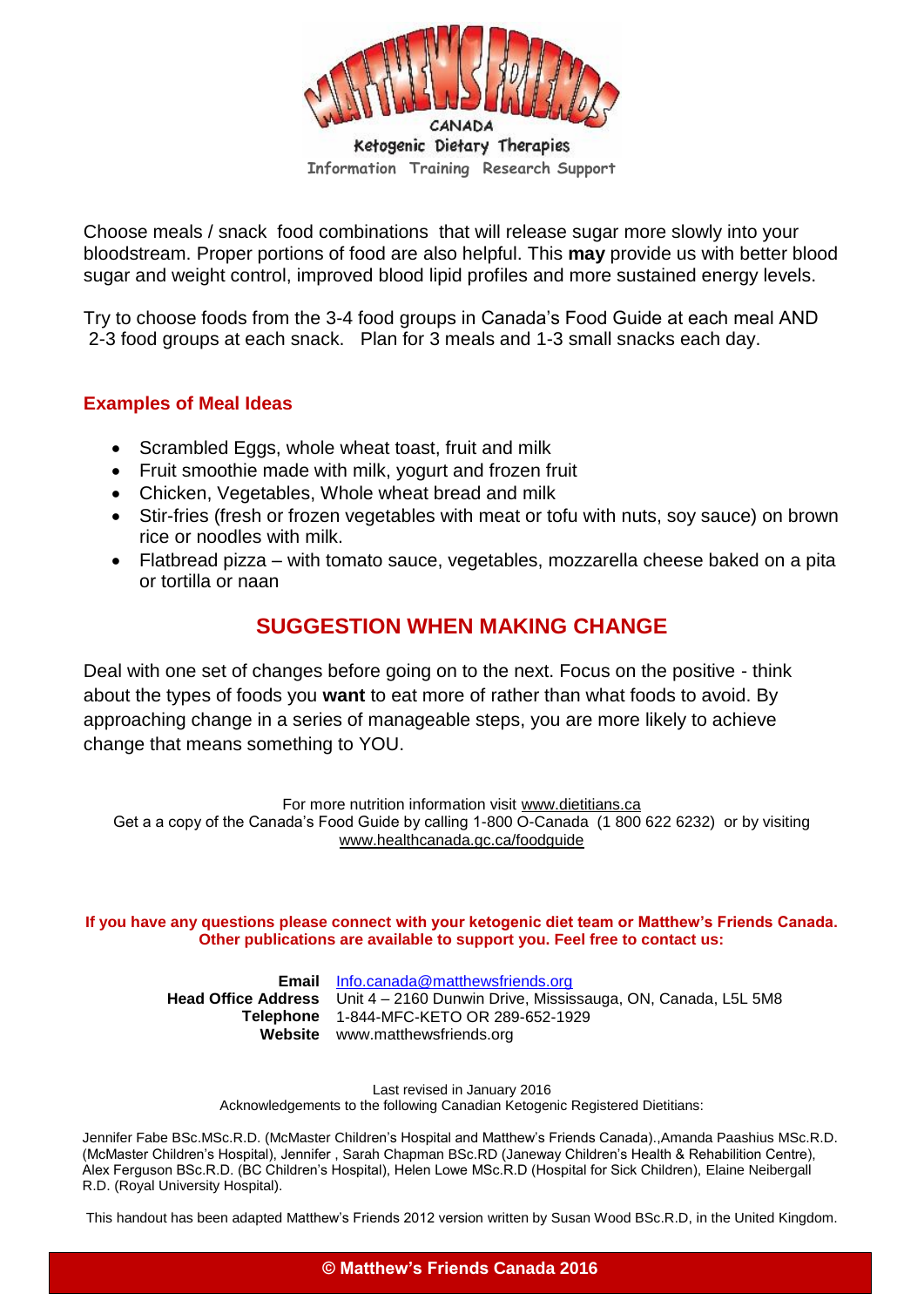MATTHEWS FRIENDS CANADA

Ketogenic Dietary Therapies

Information Training Research Support

Choose meals / snack food combinations that will release sugar more slowly into your bloodstream. Proper portions of food are also helpful. This **may** provide us with better blood sugar and weight control, improved blood lipid profiles and more sustained energy levels.

Try to choose foods from the 3-4 food groups in Canada's Food Guide at each meal AND 2-3 food groups at each snack. Plan for 3 meals and 1-3 small snacks each day.

### Examples of Meal Ideas

- Scrambled Eggs, whole wheat toast, fruit and milk
- Fruit smoothie made with milk, yogurt and frozen fruit
- Chicken, Vegetables, Whole wheat bread and milk
- Stir-fries (fresh or frozen vegetables with meat or tofu with nuts, soy sauce) on brown rice or noodles with milk.
- Flatbread pizza – with tomato sauce, vegetables, mozzarella cheese baked on a pita or tortilla or naan

## SUGGESTION WHEN MAKING CHANGE

Deal with one set of changes before going on to the next. Focus on the positive - think about the types of foods you **want** to eat more of rather than what foods to avoid. By approaching change in a series of manageable steps, you are more likely to achieve change that means something to YOU.

For more nutrition information visit www.dietitians.ca
Get a a copy of the Canada's Food Guide by calling 1-800 O-Canada (1 800 622 6232) or by visiting www.healthcanada.gc.ca/foodguide

**If you have any questions please connect with your ketogenic diet team or Matthew's Friends Canada. Other publications are available to support you. Feel free to contact us:**

**Email** Info.canada@matthewsfriends.org
**Head Office Address** Unit 4 – 2160 Dunwin Drive, Mississauga, ON, Canada, L5L 5M8
**Telephone** 1-844-MFC-KETO OR 289-652-1929
**Website** www.matthewsfriends.org

Last revised in January 2016
Acknowledgements to the following Canadian Ketogenic Registered Dietitians:

Jennifer Fabe BSc.MSc.R.D. (McMaster Children's Hospital and Matthew's Friends Canada).,Amanda Paashius MSc.R.D. (McMaster Children's Hospital), Jennifer , Sarah Chapman BSc.RD (Janeway Children's Health & Rehabilition Centre), Alex Ferguson BSc.R.D. (BC Children's Hospital), Helen Lowe MSc.R.D (Hospital for Sick Children), Elaine Neibergall R.D. (Royal University Hospital).

This handout has been adapted Matthew's Friends 2012 version written by Susan Wood BSc.R.D, in the United Kingdom.

**© Matthew's Friends Canada 2016**